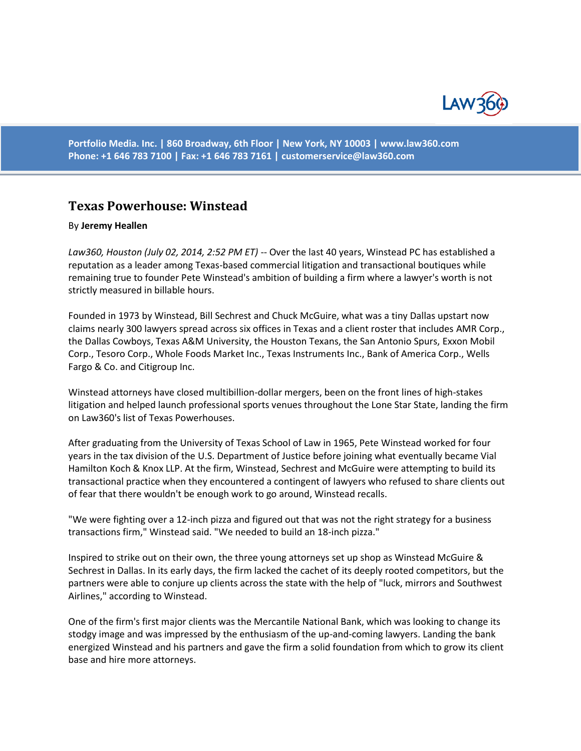# Texas Powerhouse: Winstead

By **Jeremy Heallen**

*Law360, Houston (July 02, 2014, 2:52 PM ET)* -- Over the last 40 years, Winstead PC has established a reputation as a leader among Texas-based commercial litigation and transactional boutiques while remaining true to founder Pete Winstead's ambition of building a firm where a lawyer's worth is not strictly measured in billable hours.

Founded in 1973 by Winstead, Bill Sechrest and Chuck McGuire, what was a tiny Dallas upstart now claims nearly 300 lawyers spread across six offices in Texas and a client roster that includes AMR Corp., the Dallas Cowboys, Texas A&M University, the Houston Texans, the San Antonio Spurs, Exxon Mobil Corp., Tesoro Corp., Whole Foods Market Inc., Texas Instruments Inc., Bank of America Corp., Wells Fargo & Co. and Citigroup Inc.

Winstead attorneys have closed multibillion-dollar mergers, been on the front lines of high-stakes litigation and helped launch professional sports venues throughout the Lone Star State, landing the firm on Law360's list of Texas Powerhouses.

After graduating from the University of Texas School of Law in 1965, Pete Winstead worked for four years in the tax division of the U.S. Department of Justice before joining what eventually became Vial Hamilton Koch & Knox LLP. At the firm, Winstead, Sechrest and McGuire were attempting to build its transactional practice when they encountered a contingent of lawyers who refused to share clients out of fear that there wouldn't be enough work to go around, Winstead recalls.

"We were fighting over a 12-inch pizza and figured out that was not the right strategy for a business transactions firm," Winstead said. "We needed to build an 18-inch pizza."

Inspired to strike out on their own, the three young attorneys set up shop as Winstead McGuire & Sechrest in Dallas. In its early days, the firm lacked the cachet of its deeply rooted competitors, but the partners were able to conjure up clients across the state with the help of "luck, mirrors and Southwest Airlines," according to Winstead.

One of the firm's first major clients was the Mercantile National Bank, which was looking to change its stodgy image and was impressed by the enthusiasm of the up-and-coming lawyers. Landing the bank energized Winstead and his partners and gave the firm a solid foundation from which to grow its client base and hire more attorneys.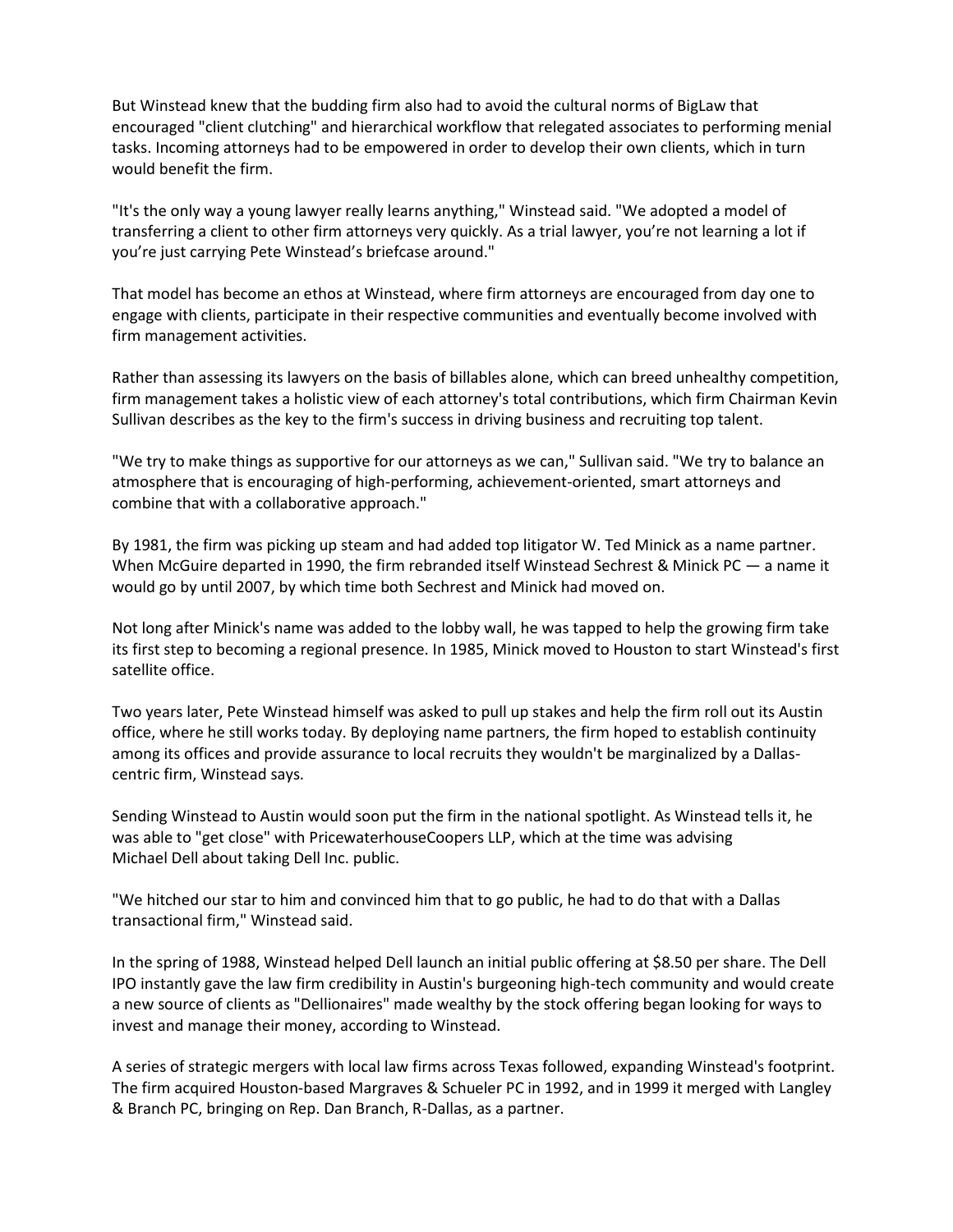But Winstead knew that the budding firm also had to avoid the cultural norms of BigLaw that encouraged "client clutching" and hierarchical workflow that relegated associates to performing menial tasks. Incoming attorneys had to be empowered in order to develop their own clients, which in turn would benefit the firm.

"It's the only way a young lawyer really learns anything," Winstead said. "We adopted a model of transferring a client to other firm attorneys very quickly. As a trial lawyer, you're not learning a lot if you're just carrying Pete Winstead's briefcase around."

That model has become an ethos at Winstead, where firm attorneys are encouraged from day one to engage with clients, participate in their respective communities and eventually become involved with firm management activities.

Rather than assessing its lawyers on the basis of billables alone, which can breed unhealthy competition, firm management takes a holistic view of each attorney's total contributions, which firm Chairman Kevin Sullivan describes as the key to the firm's success in driving business and recruiting top talent.

"We try to make things as supportive for our attorneys as we can," Sullivan said. "We try to balance an atmosphere that is encouraging of high-performing, achievement-oriented, smart attorneys and combine that with a collaborative approach."

By 1981, the firm was picking up steam and had added top litigator W. Ted Minick as a name partner. When McGuire departed in 1990, the firm rebranded itself Winstead Sechrest & Minick PC — a name it would go by until 2007, by which time both Sechrest and Minick had moved on.

Not long after Minick's name was added to the lobby wall, he was tapped to help the growing firm take its first step to becoming a regional presence. In 1985, Minick moved to Houston to start Winstead's first satellite office.

Two years later, Pete Winstead himself was asked to pull up stakes and help the firm roll out its Austin office, where he still works today. By deploying name partners, the firm hoped to establish continuity among its offices and provide assurance to local recruits they wouldn't be marginalized by a Dallas-centric firm, Winstead says.

Sending Winstead to Austin would soon put the firm in the national spotlight. As Winstead tells it, he was able to "get close" with PricewaterhouseCoopers LLP, which at the time was advising Michael Dell about taking Dell Inc. public.

"We hitched our star to him and convinced him that to go public, he had to do that with a Dallas transactional firm," Winstead said.

In the spring of 1988, Winstead helped Dell launch an initial public offering at $8.50 per share. The Dell IPO instantly gave the law firm credibility in Austin's burgeoning high-tech community and would create a new source of clients as "Dellionaires" made wealthy by the stock offering began looking for ways to invest and manage their money, according to Winstead.

A series of strategic mergers with local law firms across Texas followed, expanding Winstead's footprint. The firm acquired Houston-based Margraves & Schueler PC in 1992, and in 1999 it merged with Langley & Branch PC, bringing on Rep. Dan Branch, R-Dallas, as a partner.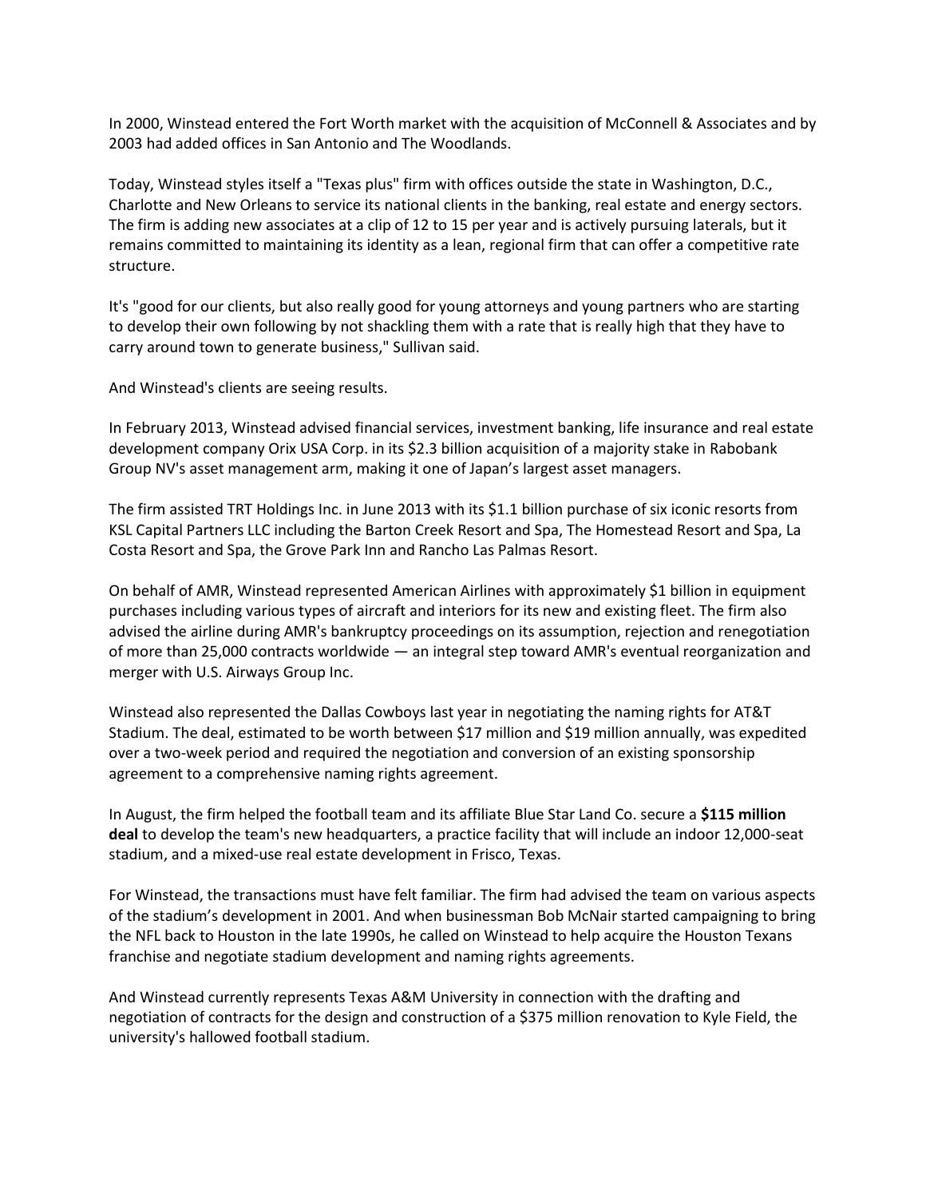In 2000, Winstead entered the Fort Worth market with the acquisition of McConnell & Associates and by 2003 had added offices in San Antonio and The Woodlands.

Today, Winstead styles itself a "Texas plus" firm with offices outside the state in Washington, D.C., Charlotte and New Orleans to service its national clients in the banking, real estate and energy sectors. The firm is adding new associates at a clip of 12 to 15 per year and is actively pursuing laterals, but it remains committed to maintaining its identity as a lean, regional firm that can offer a competitive rate structure.

It's "good for our clients, but also really good for young attorneys and young partners who are starting to develop their own following by not shackling them with a rate that is really high that they have to carry around town to generate business," Sullivan said.

And Winstead's clients are seeing results.

In February 2013, Winstead advised financial services, investment banking, life insurance and real estate development company Orix USA Corp. in its $2.3 billion acquisition of a majority stake in Rabobank Group NV's asset management arm, making it one of Japan's largest asset managers.

The firm assisted TRT Holdings Inc. in June 2013 with its $1.1 billion purchase of six iconic resorts from KSL Capital Partners LLC including the Barton Creek Resort and Spa, The Homestead Resort and Spa, La Costa Resort and Spa, the Grove Park Inn and Rancho Las Palmas Resort.

On behalf of AMR, Winstead represented American Airlines with approximately $1 billion in equipment purchases including various types of aircraft and interiors for its new and existing fleet. The firm also advised the airline during AMR's bankruptcy proceedings on its assumption, rejection and renegotiation of more than 25,000 contracts worldwide — an integral step toward AMR's eventual reorganization and merger with U.S. Airways Group Inc.

Winstead also represented the Dallas Cowboys last year in negotiating the naming rights for AT&T Stadium. The deal, estimated to be worth between $17 million and $19 million annually, was expedited over a two-week period and required the negotiation and conversion of an existing sponsorship agreement to a comprehensive naming rights agreement.

In August, the firm helped the football team and its affiliate Blue Star Land Co. secure a **$115 million deal** to develop the team's new headquarters, a practice facility that will include an indoor 12,000-seat stadium, and a mixed-use real estate development in Frisco, Texas.

For Winstead, the transactions must have felt familiar. The firm had advised the team on various aspects of the stadium's development in 2001. And when businessman Bob McNair started campaigning to bring the NFL back to Houston in the late 1990s, he called on Winstead to help acquire the Houston Texans franchise and negotiate stadium development and naming rights agreements.

And Winstead currently represents Texas A&M University in connection with the drafting and negotiation of contracts for the design and construction of a $375 million renovation to Kyle Field, the university's hallowed football stadium.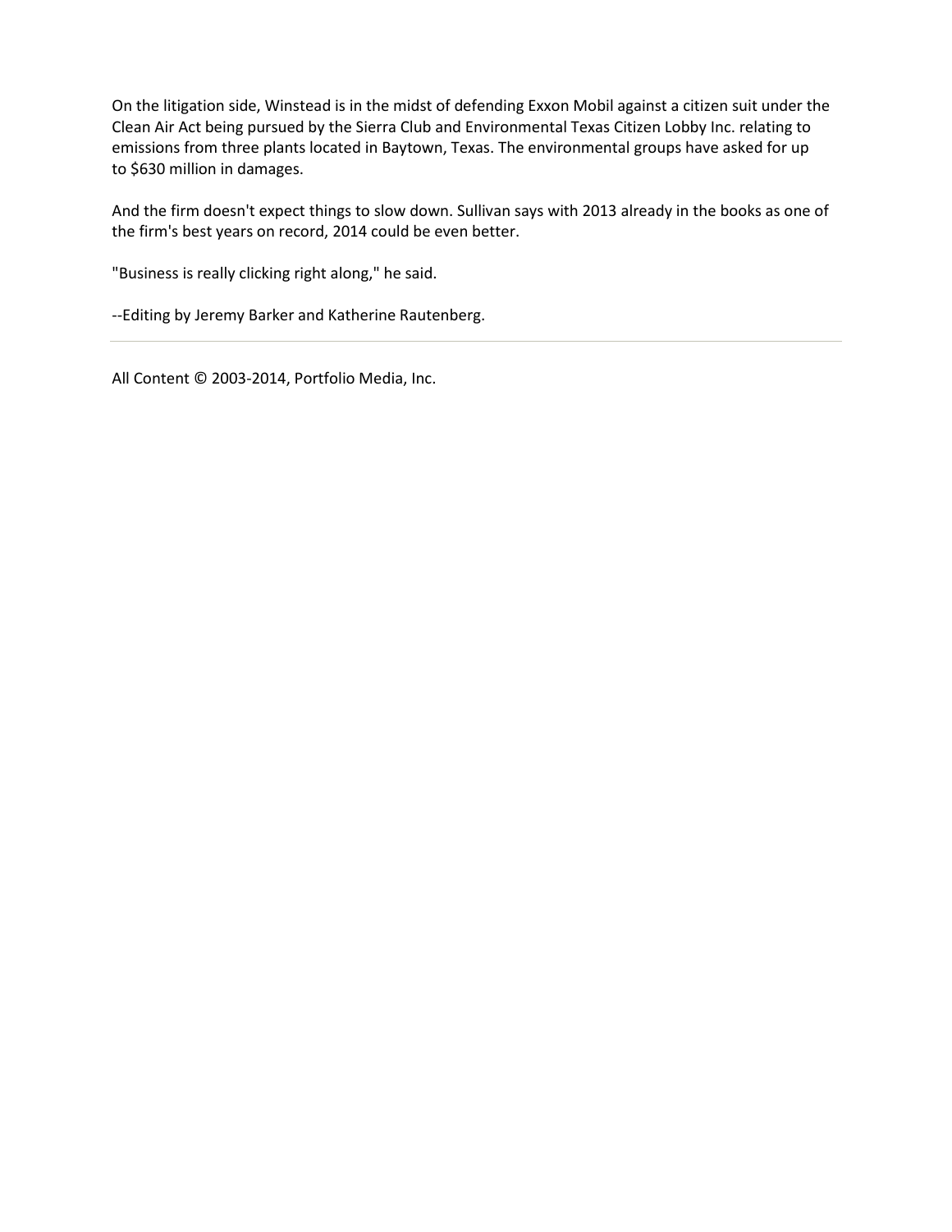On the litigation side, Winstead is in the midst of defending Exxon Mobil against a citizen suit under the Clean Air Act being pursued by the Sierra Club and Environmental Texas Citizen Lobby Inc. relating to emissions from three plants located in Baytown, Texas. The environmental groups have asked for up to $630 million in damages.

And the firm doesn't expect things to slow down. Sullivan says with 2013 already in the books as one of the firm's best years on record, 2014 could be even better.

"Business is really clicking right along," he said.

--Editing by Jeremy Barker and Katherine Rautenberg.

---

All Content © 2003-2014, Portfolio Media, Inc.